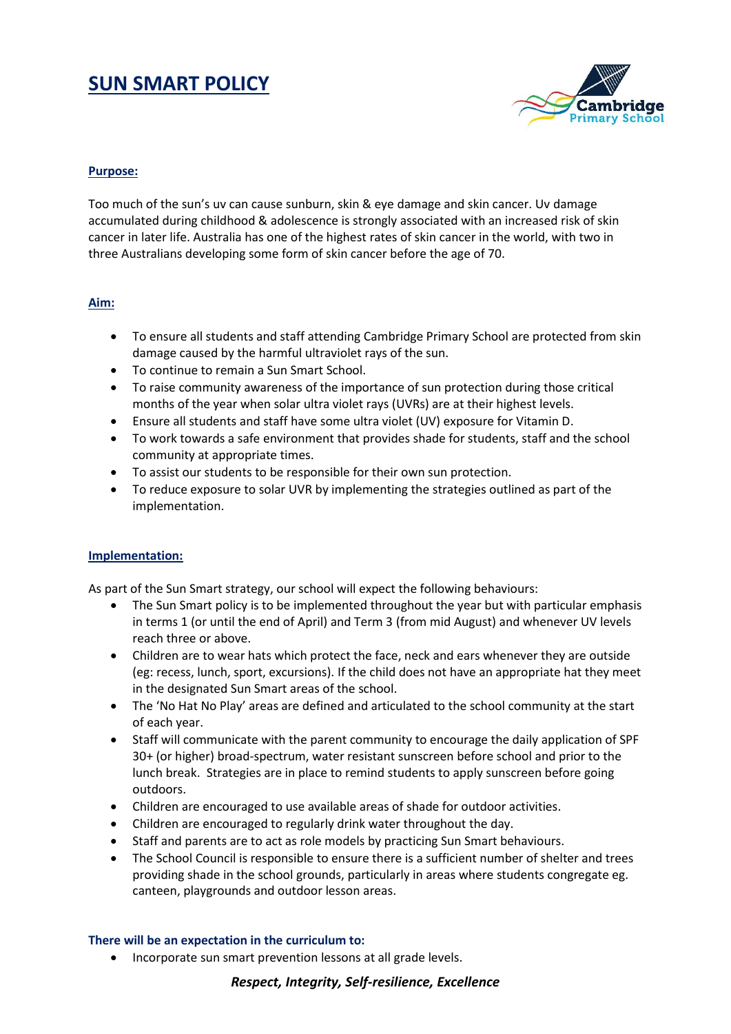# SUN SMART POLICY

## Purpose:

Too much of the sun's uv can cause sunburn, skin & eye damage and skin cancer. Uv damage accumulated during childhood & adolescence is strongly associated with an increased risk of skin cancer in later life. Australia has one of the highest rates of skin cancer in the world, with two in three Australians developing some form of skin cancer before the age of 70.

## Aim:

- To ensure all students and staff attending Cambridge Primary School are protected from skin damage caused by the harmful ultraviolet rays of the sun.
- To continue to remain a Sun Smart School.
- To raise community awareness of the importance of sun protection during those critical months of the year when solar ultra violet rays (UVRs) are at their highest levels.
- Ensure all students and staff have some ultra violet (UV) exposure for Vitamin D.
- To work towards a safe environment that provides shade for students, staff and the school community at appropriate times.
- To assist our students to be responsible for their own sun protection.
- To reduce exposure to solar UVR by implementing the strategies outlined as part of the implementation.

## Implementation:

As part of the Sun Smart strategy, our school will expect the following behaviours:

- The Sun Smart policy is to be implemented throughout the year but with particular emphasis in terms 1 (or until the end of April) and Term 3 (from mid August) and whenever UV levels reach three or above.
- Children are to wear hats which protect the face, neck and ears whenever they are outside (eg: recess, lunch, sport, excursions). If the child does not have an appropriate hat they meet in the designated Sun Smart areas of the school.
- The 'No Hat No Play' areas are defined and articulated to the school community at the start of each year.
- Staff will communicate with the parent community to encourage the daily application of SPF 30+ (or higher) broad-spectrum, water resistant sunscreen before school and prior to the lunch break. Strategies are in place to remind students to apply sunscreen before going outdoors.
- Children are encouraged to use available areas of shade for outdoor activities.
- Children are encouraged to regularly drink water throughout the day.
- Staff and parents are to act as role models by practicing Sun Smart behaviours.
- The School Council is responsible to ensure there is a sufficient number of shelter and trees providing shade in the school grounds, particularly in areas where students congregate eg. canteen, playgrounds and outdoor lesson areas.

### There will be an expectation in the curriculum to:

- Incorporate sun smart prevention lessons at all grade levels.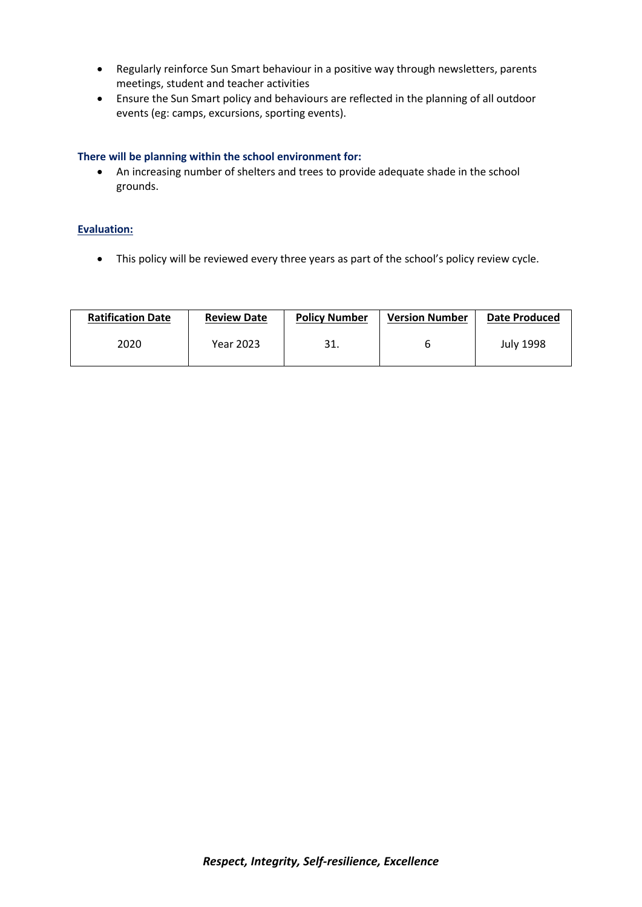- Regularly reinforce Sun Smart behaviour in a positive way through newsletters, parents meetings, student and teacher activities
- Ensure the Sun Smart policy and behaviours are reflected in the planning of all outdoor events (eg: camps, excursions, sporting events).

**There will be planning within the school environment for:**

- An increasing number of shelters and trees to provide adequate shade in the school grounds.

**Evaluation:**

- This policy will be reviewed every three years as part of the school's policy review cycle.

| Ratification Date | Review Date | Policy Number | Version Number | Date Produced |
|---|---|---|---|---|
| 2020 | Year 2023 | 31. | 6 | July 1998 |

***Respect, Integrity, Self-resilience, Excellence***